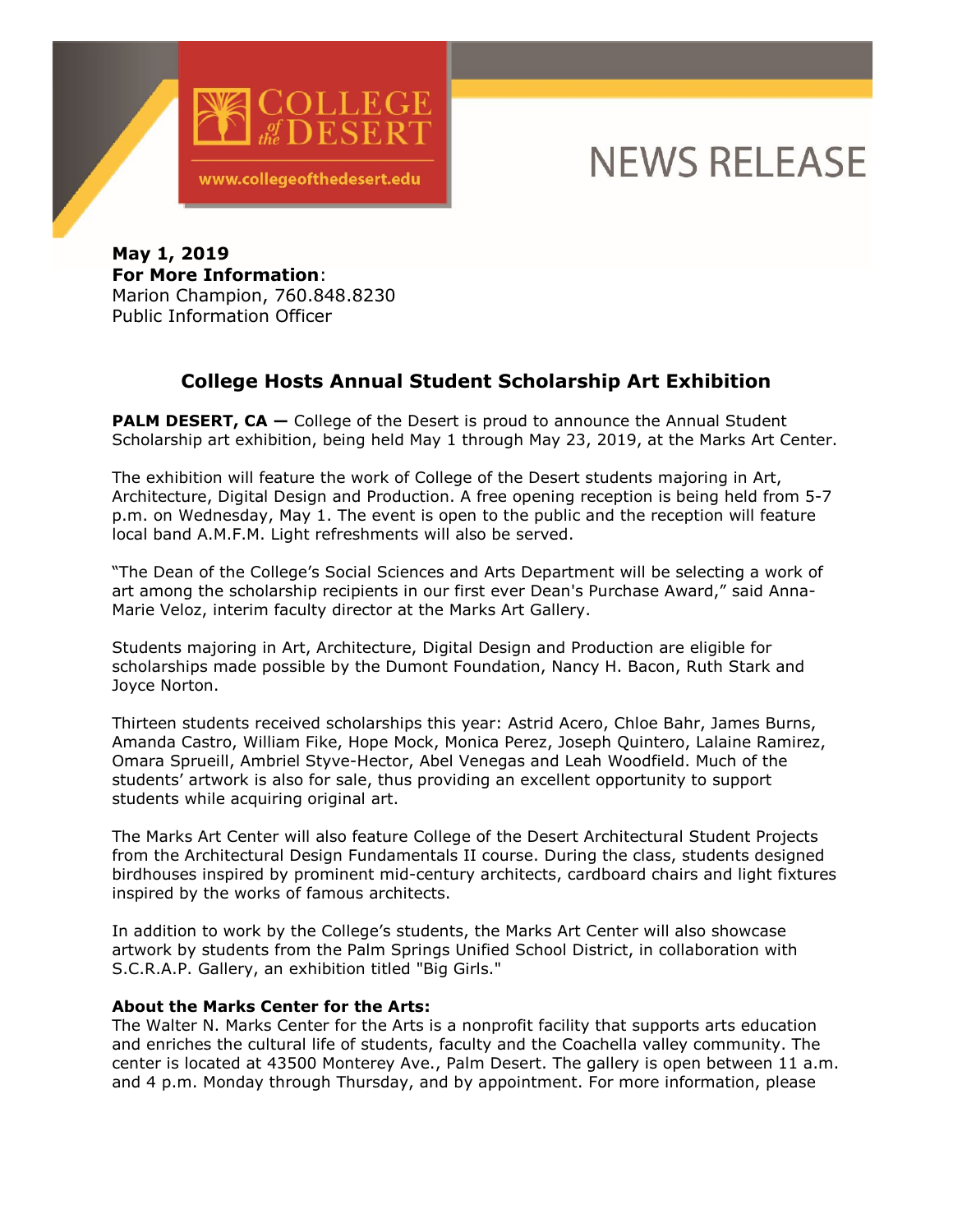COLLEGE of the DESERT

www.collegeofthedesert.edu

# NEWS RELEASE

**May 1, 2019**
**For More Information**:
Marion Champion, 760.848.8230
Public Information Officer

## College Hosts Annual Student Scholarship Art Exhibition

**PALM DESERT, CA —** College of the Desert is proud to announce the Annual Student Scholarship art exhibition, being held May 1 through May 23, 2019, at the Marks Art Center.

The exhibition will feature the work of College of the Desert students majoring in Art, Architecture, Digital Design and Production. A free opening reception is being held from 5-7 p.m. on Wednesday, May 1. The event is open to the public and the reception will feature local band A.M.F.M. Light refreshments will also be served.

"The Dean of the College's Social Sciences and Arts Department will be selecting a work of art among the scholarship recipients in our first ever Dean's Purchase Award," said Anna-Marie Veloz, interim faculty director at the Marks Art Gallery.

Students majoring in Art, Architecture, Digital Design and Production are eligible for scholarships made possible by the Dumont Foundation, Nancy H. Bacon, Ruth Stark and Joyce Norton.

Thirteen students received scholarships this year: Astrid Acero, Chloe Bahr, James Burns, Amanda Castro, William Fike, Hope Mock, Monica Perez, Joseph Quintero, Lalaine Ramirez, Omara Sprueill, Ambriel Styve-Hector, Abel Venegas and Leah Woodfield. Much of the students' artwork is also for sale, thus providing an excellent opportunity to support students while acquiring original art.

The Marks Art Center will also feature College of the Desert Architectural Student Projects from the Architectural Design Fundamentals II course. During the class, students designed birdhouses inspired by prominent mid-century architects, cardboard chairs and light fixtures inspired by the works of famous architects.

In addition to work by the College's students, the Marks Art Center will also showcase artwork by students from the Palm Springs Unified School District, in collaboration with S.C.R.A.P. Gallery, an exhibition titled "Big Girls."

**About the Marks Center for the Arts:**
The Walter N. Marks Center for the Arts is a nonprofit facility that supports arts education and enriches the cultural life of students, faculty and the Coachella valley community. The center is located at 43500 Monterey Ave., Palm Desert. The gallery is open between 11 a.m. and 4 p.m. Monday through Thursday, and by appointment. For more information, please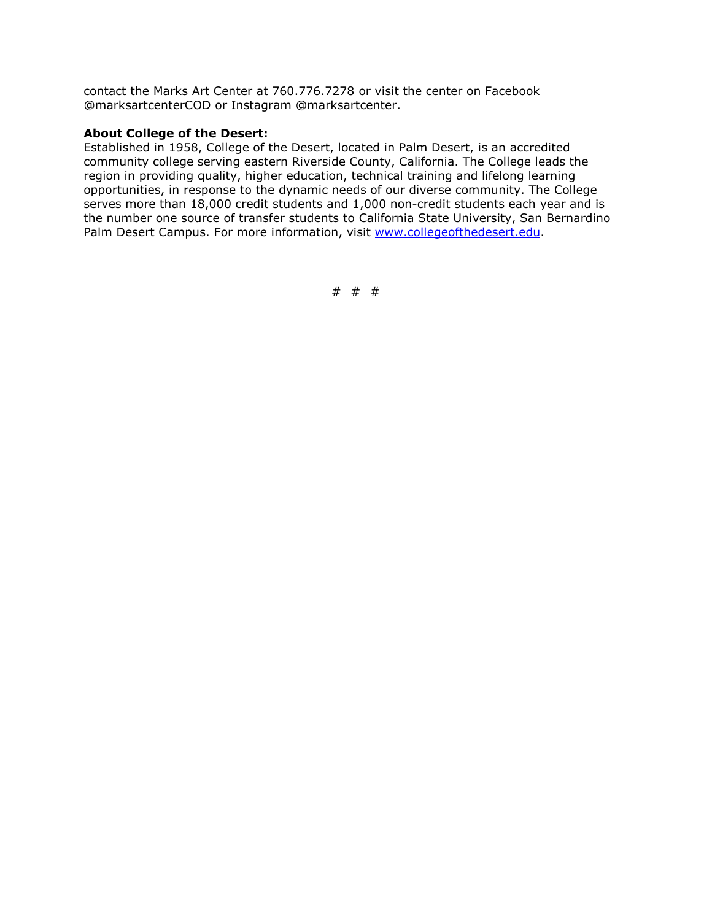contact the Marks Art Center at 760.776.7278 or visit the center on Facebook @marksartcenterCOD or Instagram @marksartcenter.

**About College of the Desert:**
Established in 1958, College of the Desert, located in Palm Desert, is an accredited community college serving eastern Riverside County, California. The College leads the region in providing quality, higher education, technical training and lifelong learning opportunities, in response to the dynamic needs of our diverse community. The College serves more than 18,000 credit students and 1,000 non-credit students each year and is the number one source of transfer students to California State University, San Bernardino Palm Desert Campus. For more information, visit [www.collegeofthedesert.edu](http://www.collegeofthedesert.edu).

# # #